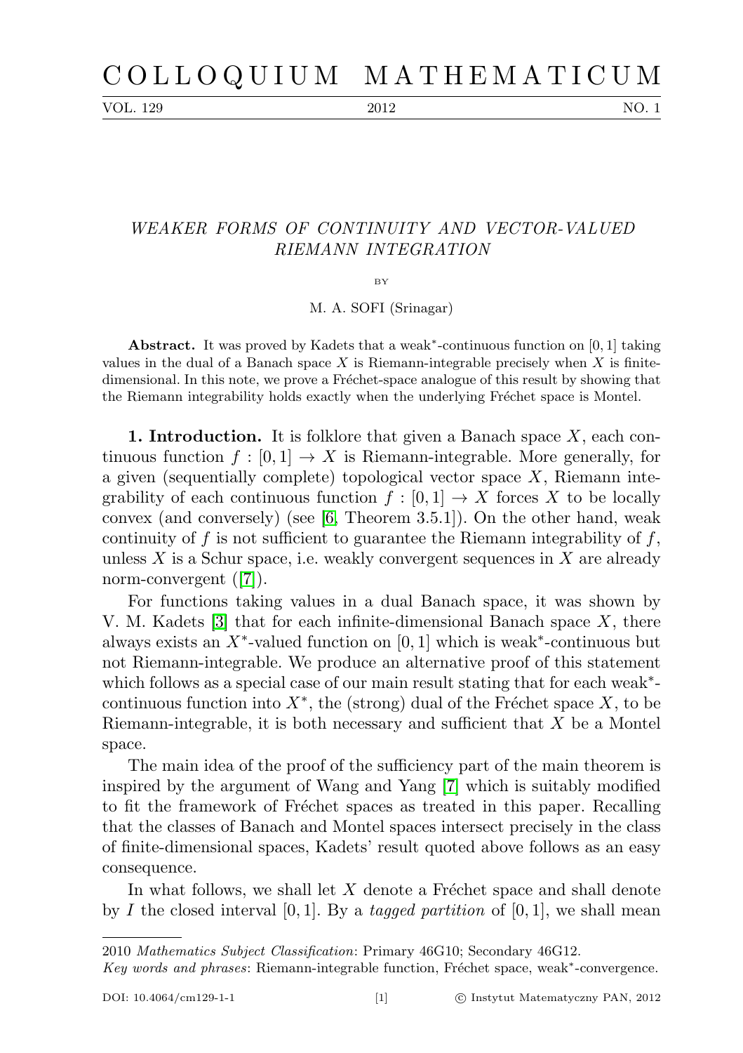# WEAKER FORMS OF CONTINUITY AND VECTOR-VALUED RIEMANN INTEGRATION

BY

M. A. SOFI (Srinagar)

**Abstract.** It was proved by Kadets that a weak*-continuous function on $[0,1]$ taking values in the dual of a Banach space $X$ is Riemann-integrable precisely when $X$ is finite-dimensional. In this note, we prove a Fréchet-space analogue of this result by showing that the Riemann integrability holds exactly when the underlying Fréchet space is Montel.

**1. Introduction.** It is folklore that given a Banach space $X$, each continuous function $f : [0,1] \to X$ is Riemann-integrable. More generally, for a given (sequentially complete) topological vector space $X$, Riemann integrability of each continuous function $f : [0,1] \to X$ forces $X$ to be locally convex (and conversely) (see [6, Theorem 3.5.1]). On the other hand, weak continuity of $f$ is not sufficient to guarantee the Riemann integrability of $f$, unless $X$ is a Schur space, i.e. weakly convergent sequences in $X$ are already norm-convergent ([7]).

For functions taking values in a dual Banach space, it was shown by V. M. Kadets [3] that for each infinite-dimensional Banach space $X$, there always exists an $X^*$-valued function on $[0,1]$ which is weak*-continuous but not Riemann-integrable. We produce an alternative proof of this statement which follows as a special case of our main result stating that for each weak*-continuous function into $X^*$, the (strong) dual of the Fréchet space $X$, to be Riemann-integrable, it is both necessary and sufficient that $X$ be a Montel space.

The main idea of the proof of the sufficiency part of the main theorem is inspired by the argument of Wang and Yang [7] which is suitably modified to fit the framework of Fréchet spaces as treated in this paper. Recalling that the classes of Banach and Montel spaces intersect precisely in the class of finite-dimensional spaces, Kadets' result quoted above follows as an easy consequence.

In what follows, we shall let $X$ denote a Fréchet space and shall denote by $I$ the closed interval $[0,1]$. By a *tagged partition* of $[0,1]$, we shall mean

---

2010 *Mathematics Subject Classification*: Primary 46G10; Secondary 46G12.

*Key words and phrases*: Riemann-integrable function, Fréchet space, weak*-convergence.

DOI: 10.4064/cm129-1-1 © Instytut Matematyczny PAN, 2012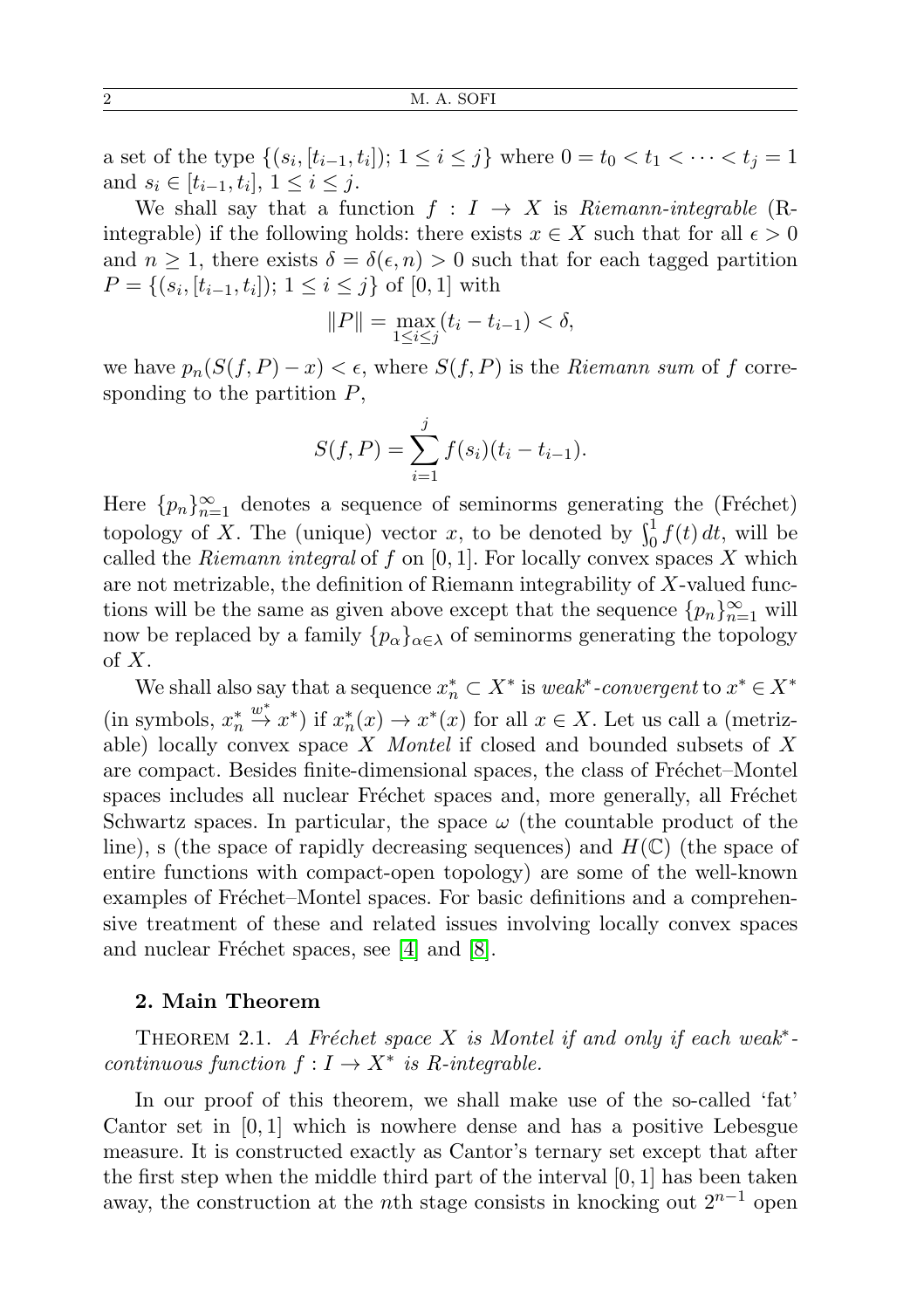a set of the type $\{(s_i, [t_{i-1}, t_i]);\ 1 \le i \le j\}$ where $0 = t_0 < t_1 < \cdots < t_j = 1$ and $s_i \in [t_{i-1}, t_i]$, $1 \le i \le j$.

We shall say that a function $f : I \to X$ is *Riemann-integrable* (R-integrable) if the following holds: there exists $x \in X$ such that for all $\epsilon > 0$ and $n \ge 1$, there exists $\delta = \delta(\epsilon, n) > 0$ such that for each tagged partition $P = \{(s_i, [t_{i-1}, t_i]);\ 1 \le i \le j\}$ of $[0, 1]$ with

$$\|P\| = \max_{1 \le i \le j} (t_i - t_{i-1}) < \delta,$$

we have $p_n(S(f, P) - x) < \epsilon$, where $S(f, P)$ is the *Riemann sum* of $f$ corresponding to the partition $P$,

$$S(f, P) = \sum_{i=1}^{j} f(s_i)(t_i - t_{i-1}).$$

Here $\{p_n\}_{n=1}^{\infty}$ denotes a sequence of seminorms generating the (Fréchet) topology of $X$. The (unique) vector $x$, to be denoted by $\int_0^1 f(t)\, dt$, will be called the *Riemann integral* of $f$ on $[0, 1]$. For locally convex spaces $X$ which are not metrizable, the definition of Riemann integrability of $X$-valued functions will be the same as given above except that the sequence $\{p_n\}_{n=1}^{\infty}$ will now be replaced by a family $\{p_\alpha\}_{\alpha \in \lambda}$ of seminorms generating the topology of $X$.

We shall also say that a sequence $x_n^* \subset X^*$ is *weak*$^*$*-convergent* to $x^* \in X^*$ (in symbols, $x_n^* \xrightarrow{w^*} x^*$) if $x_n^*(x) \to x^*(x)$ for all $x \in X$. Let us call a (metrizable) locally convex space $X$ *Montel* if closed and bounded subsets of $X$ are compact. Besides finite-dimensional spaces, the class of Fréchet–Montel spaces includes all nuclear Fréchet spaces and, more generally, all Fréchet Schwartz spaces. In particular, the space $\omega$ (the countable product of the line), s (the space of rapidly decreasing sequences) and $H(\mathbb{C})$ (the space of entire functions with compact-open topology) are some of the well-known examples of Fréchet–Montel spaces. For basic definitions and a comprehensive treatment of these and related issues involving locally convex spaces and nuclear Fréchet spaces, see [4] and [8].

## 2. Main Theorem

Theorem 2.1. *A Fréchet space $X$ is Montel if and only if each weak$^*$-continuous function $f : I \to X^*$ is R-integrable.*

In our proof of this theorem, we shall make use of the so-called 'fat' Cantor set in $[0, 1]$ which is nowhere dense and has a positive Lebesgue measure. It is constructed exactly as Cantor's ternary set except that after the first step when the middle third part of the interval $[0, 1]$ has been taken away, the construction at the $n$th stage consists in knocking out $2^{n-1}$ open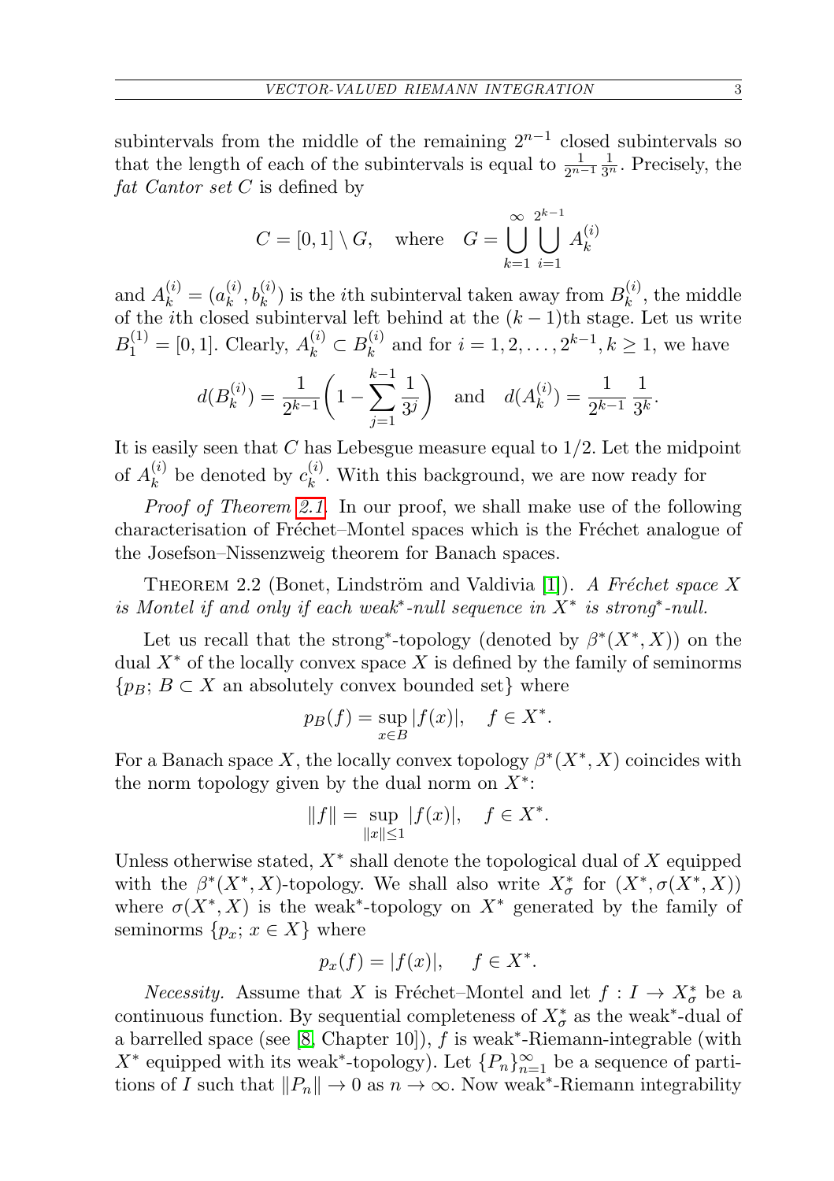subintervals from the middle of the remaining $2^{n-1}$ closed subintervals so that the length of each of the subintervals is equal to $\frac{1}{2^{n-1}}\frac{1}{3^n}$. Precisely, the *fat Cantor set* $C$ is defined by

$$C = [0,1] \setminus G, \quad \text{where} \quad G = \bigcup_{k=1}^{\infty} \bigcup_{i=1}^{2^{k-1}} A_k^{(i)}$$

and $A_k^{(i)} = (a_k^{(i)}, b_k^{(i)})$ is the $i$th subinterval taken away from $B_k^{(i)}$, the middle of the $i$th closed subinterval left behind at the $(k-1)$th stage. Let us write $B_1^{(1)} = [0,1]$. Clearly, $A_k^{(i)} \subset B_k^{(i)}$ and for $i = 1, 2, \ldots, 2^{k-1}, k \geq 1$, we have

$$d(B_k^{(i)}) = \frac{1}{2^{k-1}}\left(1 - \sum_{j=1}^{k-1}\frac{1}{3^j}\right) \quad \text{and} \quad d(A_k^{(i)}) = \frac{1}{2^{k-1}}\,\frac{1}{3^k}.$$

It is easily seen that $C$ has Lebesgue measure equal to $1/2$. Let the midpoint of $A_k^{(i)}$ be denoted by $c_k^{(i)}$. With this background, we are now ready for

*Proof of Theorem 2.1.* In our proof, we shall make use of the following characterisation of Fréchet–Montel spaces which is the Fréchet analogue of the Josefson–Nissenzweig theorem for Banach spaces.

THEOREM 2.2 (Bonet, Lindström and Valdivia [1]). *A Fréchet space $X$ is Montel if and only if each weak\*-null sequence in $X^*$ is strong\*-null.*

Let us recall that the strong\*-topology (denoted by $\beta^*(X^*, X)$) on the dual $X^*$ of the locally convex space $X$ is defined by the family of seminorms $\{p_B;\, B \subset X \text{ an absolutely convex bounded set}\}$ where

$$p_B(f) = \sup_{x \in B} |f(x)|, \quad f \in X^*.$$

For a Banach space $X$, the locally convex topology $\beta^*(X^*, X)$ coincides with the norm topology given by the dual norm on $X^*$:

$$\|f\| = \sup_{\|x\| \leq 1} |f(x)|, \quad f \in X^*.$$

Unless otherwise stated, $X^*$ shall denote the topological dual of $X$ equipped with the $\beta^*(X^*, X)$-topology. We shall also write $X_\sigma^*$ for $(X^*, \sigma(X^*, X))$ where $\sigma(X^*, X)$ is the weak\*-topology on $X^*$ generated by the family of seminorms $\{p_x;\, x \in X\}$ where

$$p_x(f) = |f(x)|, \quad f \in X^*.$$

*Necessity.* Assume that $X$ is Fréchet–Montel and let $f : I \to X_\sigma^*$ be a continuous function. By sequential completeness of $X_\sigma^*$ as the weak\*-dual of a barrelled space (see [8, Chapter 10]), $f$ is weak\*-Riemann-integrable (with $X^*$ equipped with its weak\*-topology). Let $\{P_n\}_{n=1}^{\infty}$ be a sequence of partitions of $I$ such that $\|P_n\| \to 0$ as $n \to \infty$. Now weak\*-Riemann integrability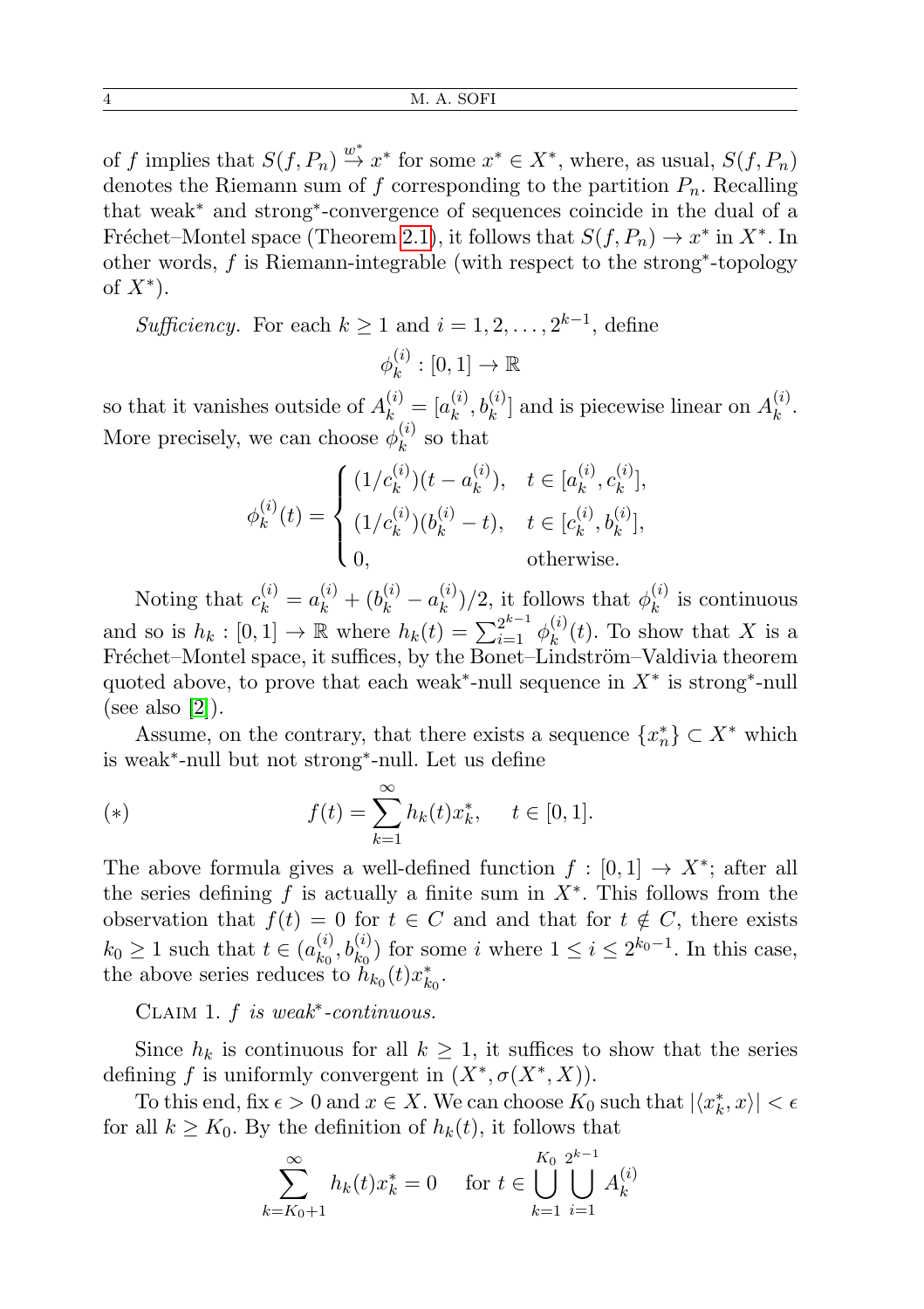of $f$ implies that $S(f, P_n) \overset{w^*}{\to} x^*$ for some $x^* \in X^*$, where, as usual, $S(f, P_n)$ denotes the Riemann sum of $f$ corresponding to the partition $P_n$. Recalling that weak* and strong*-convergence of sequences coincide in the dual of a Fréchet–Montel space (Theorem 2.1), it follows that $S(f, P_n) \to x^*$ in $X^*$. In other words, $f$ is Riemann-integrable (with respect to the strong*-topology of $X^*$).

*Sufficiency.* For each $k \geq 1$ and $i = 1, 2, \ldots, 2^{k-1}$, define

$$\phi_k^{(i)} : [0,1] \to \mathbb{R}$$

so that it vanishes outside of $A_k^{(i)} = [a_k^{(i)}, b_k^{(i)}]$ and is piecewise linear on $A_k^{(i)}$. More precisely, we can choose $\phi_k^{(i)}$ so that

$$\phi_k^{(i)}(t) = \begin{cases} (1/c_k^{(i)})(t - a_k^{(i)}), & t \in [a_k^{(i)}, c_k^{(i)}], \\ (1/c_k^{(i)})(b_k^{(i)} - t), & t \in [c_k^{(i)}, b_k^{(i)}], \\ 0, & \text{otherwise.} \end{cases}$$

Noting that $c_k^{(i)} = a_k^{(i)} + (b_k^{(i)} - a_k^{(i)})/2$, it follows that $\phi_k^{(i)}$ is continuous and so is $h_k : [0,1] \to \mathbb{R}$ where $h_k(t) = \sum_{i=1}^{2^{k-1}} \phi_k^{(i)}(t)$. To show that $X$ is a Fréchet–Montel space, it suffices, by the Bonet–Lindström–Valdivia theorem quoted above, to prove that each weak*-null sequence in $X^*$ is strong*-null (see also [2]).

Assume, on the contrary, that there exists a sequence $\{x_n^*\} \subset X^*$ which is weak*-null but not strong*-null. Let us define

$$(*) \qquad f(t) = \sum_{k=1}^{\infty} h_k(t) x_k^*, \qquad t \in [0,1].$$

The above formula gives a well-defined function $f : [0,1] \to X^*$; after all the series defining $f$ is actually a finite sum in $X^*$. This follows from the observation that $f(t) = 0$ for $t \in C$ and and that for $t \notin C$, there exists $k_0 \geq 1$ such that $t \in (a_{k_0}^{(i)}, b_{k_0}^{(i)})$ for some $i$ where $1 \leq i \leq 2^{k_0 - 1}$. In this case, the above series reduces to $h_{k_0}(t) x_{k_0}^*$.

Claim 1. *$f$ is weak*-continuous.*

Since $h_k$ is continuous for all $k \geq 1$, it suffices to show that the series defining $f$ is uniformly convergent in $(X^*, \sigma(X^*, X))$.

To this end, fix $\epsilon > 0$ and $x \in X$. We can choose $K_0$ such that $|\langle x_k^*, x \rangle| < \epsilon$ for all $k \geq K_0$. By the definition of $h_k(t)$, it follows that

$$\sum_{k=K_0+1}^{\infty} h_k(t) x_k^* = 0 \quad \text{ for } t \in \bigcup_{k=1}^{K_0} \bigcup_{i=1}^{2^{k-1}} A_k^{(i)}$$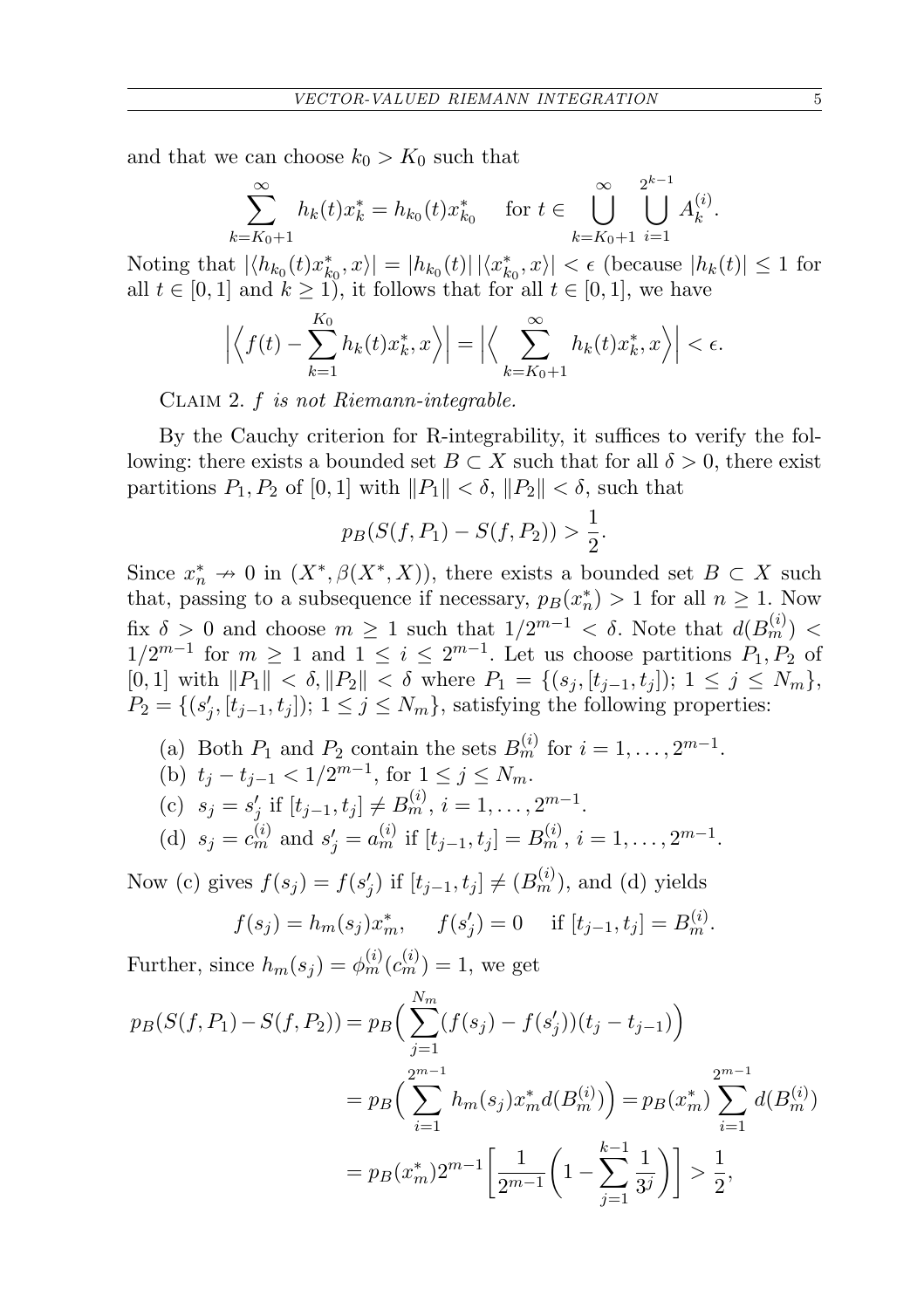and that we can choose $k_0 > K_0$ such that

$$\sum_{k=K_0+1}^{\infty} h_k(t)x_k^* = h_{k_0}(t)x_{k_0}^* \quad \text{for } t \in \bigcup_{k=K_0+1}^{\infty} \bigcup_{i=1}^{2^{k-1}} A_k^{(i)}.$$

Noting that $|\langle h_{k_0}(t)x_{k_0}^*, x\rangle| = |h_{k_0}(t)|\,|\langle x_{k_0}^*, x\rangle| < \epsilon$ (because $|h_k(t)| \leq 1$ for all $t \in [0,1]$ and $k \geq 1$), it follows that for all $t \in [0,1]$, we have

$$\Big|\Big\langle f(t) - \sum_{k=1}^{K_0} h_k(t)x_k^*, x\Big\rangle\Big| = \Big|\Big\langle \sum_{k=K_0+1}^{\infty} h_k(t)x_k^*, x\Big\rangle\Big| < \epsilon.$$

Claim 2. *$f$ is not Riemann-integrable.*

By the Cauchy criterion for R-integrability, it suffices to verify the following: there exists a bounded set $B \subset X$ such that for all $\delta > 0$, there exist partitions $P_1, P_2$ of $[0,1]$ with $\|P_1\| < \delta$, $\|P_2\| < \delta$, such that

$$p_B(S(f,P_1) - S(f,P_2)) > \frac{1}{2}.$$

Since $x_n^* \nrightarrow 0$ in $(X^*, \beta(X^*, X))$, there exists a bounded set $B \subset X$ such that, passing to a subsequence if necessary, $p_B(x_n^*) > 1$ for all $n \geq 1$. Now fix $\delta > 0$ and choose $m \geq 1$ such that $1/2^{m-1} < \delta$. Note that $d(B_m^{(i)}) < 1/2^{m-1}$ for $m \geq 1$ and $1 \leq i \leq 2^{m-1}$. Let us choose partitions $P_1, P_2$ of $[0,1]$ with $\|P_1\| < \delta, \|P_2\| < \delta$ where $P_1 = \{(s_j, [t_{j-1}, t_j]);\ 1 \leq j \leq N_m\}$, $P_2 = \{(s_j', [t_{j-1}, t_j]);\ 1 \leq j \leq N_m\}$, satisfying the following properties:

(a) Both $P_1$ and $P_2$ contain the sets $B_m^{(i)}$ for $i = 1, \ldots, 2^{m-1}$.
(b) $t_j - t_{j-1} < 1/2^{m-1}$, for $1 \leq j \leq N_m$.
(c) $s_j = s_j'$ if $[t_{j-1}, t_j] \neq B_m^{(i)}$, $i = 1, \ldots, 2^{m-1}$.
(d) $s_j = c_m^{(i)}$ and $s_j' = a_m^{(i)}$ if $[t_{j-1}, t_j] = B_m^{(i)}$, $i = 1, \ldots, 2^{m-1}$.

Now (c) gives $f(s_j) = f(s_j')$ if $[t_{j-1}, t_j] \neq (B_m^{(i)})$, and (d) yields

$$f(s_j) = h_m(s_j)x_m^*, \quad f(s_j') = 0 \quad \text{if } [t_{j-1}, t_j] = B_m^{(i)}.$$

Further, since $h_m(s_j) = \phi_m^{(i)}(c_m^{(i)}) = 1$, we get

$$\begin{aligned}
p_B(S(f,P_1) - S(f,P_2)) &= p_B\Big(\sum_{j=1}^{N_m}(f(s_j) - f(s_j'))(t_j - t_{j-1})\Big) \\
&= p_B\Big(\sum_{i=1}^{2^{m-1}} h_m(s_j)x_m^* d(B_m^{(i)})\Big) = p_B(x_m^*)\sum_{i=1}^{2^{m-1}} d(B_m^{(i)}) \\
&= p_B(x_m^*)2^{m-1}\Big[\frac{1}{2^{m-1}}\Big(1 - \sum_{j=1}^{k-1}\frac{1}{3^j}\Big)\Big] > \frac{1}{2},
\end{aligned}$$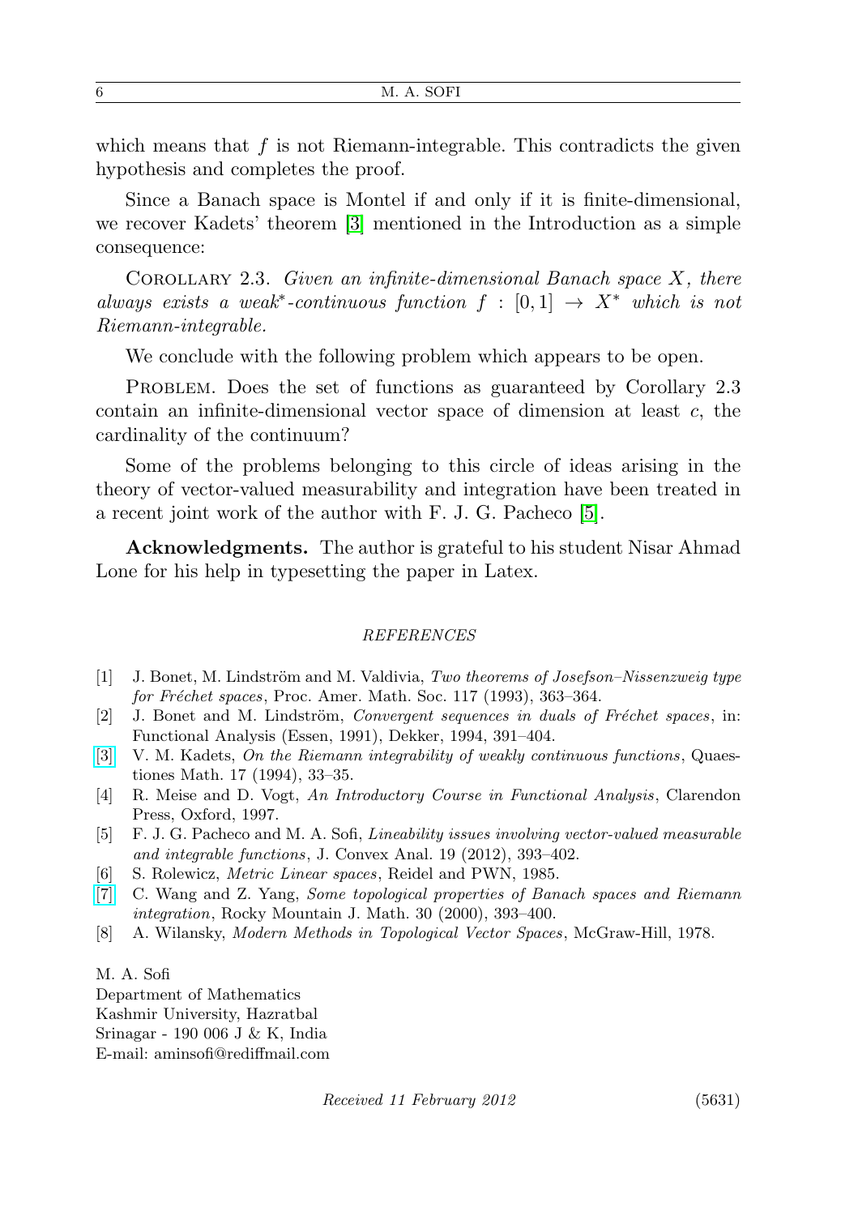which means that $f$ is not Riemann-integrable. This contradicts the given hypothesis and completes the proof.

Since a Banach space is Montel if and only if it is finite-dimensional, we recover Kadets' theorem [3] mentioned in the Introduction as a simple consequence:

COROLLARY 2.3. *Given an infinite-dimensional Banach space $X$, there always exists a weak$^*$-continuous function $f : [0,1] \to X^*$ which is not Riemann-integrable.*

We conclude with the following problem which appears to be open.

PROBLEM. Does the set of functions as guaranteed by Corollary 2.3 contain an infinite-dimensional vector space of dimension at least $c$, the cardinality of the continuum?

Some of the problems belonging to this circle of ideas arising in the theory of vector-valued measurability and integration have been treated in a recent joint work of the author with F. J. G. Pacheco [5].

**Acknowledgments.** The author is grateful to his student Nisar Ahmad Lone for his help in typesetting the paper in Latex.

### REFERENCES

[1] J. Bonet, M. Lindström and M. Valdivia, *Two theorems of Josefson–Nissenzweig type for Fréchet spaces*, Proc. Amer. Math. Soc. 117 (1993), 363–364.

[2] J. Bonet and M. Lindström, *Convergent sequences in duals of Fréchet spaces*, in: Functional Analysis (Essen, 1991), Dekker, 1994, 391–404.

[3] V. M. Kadets, *On the Riemann integrability of weakly continuous functions*, Quaestiones Math. 17 (1994), 33–35.

[4] R. Meise and D. Vogt, *An Introductory Course in Functional Analysis*, Clarendon Press, Oxford, 1997.

[5] F. J. G. Pacheco and M. A. Sofi, *Lineability issues involving vector-valued measurable and integrable functions*, J. Convex Anal. 19 (2012), 393–402.

[6] S. Rolewicz, *Metric Linear spaces*, Reidel and PWN, 1985.

[7] C. Wang and Z. Yang, *Some topological properties of Banach spaces and Riemann integration*, Rocky Mountain J. Math. 30 (2000), 393–400.

[8] A. Wilansky, *Modern Methods in Topological Vector Spaces*, McGraw-Hill, 1978.

M. A. Sofi
Department of Mathematics
Kashmir University, Hazratbal
Srinagar - 190 006 J & K, India
E-mail: aminsofi@rediffmail.com

*Received 11 February 2012* (5631)